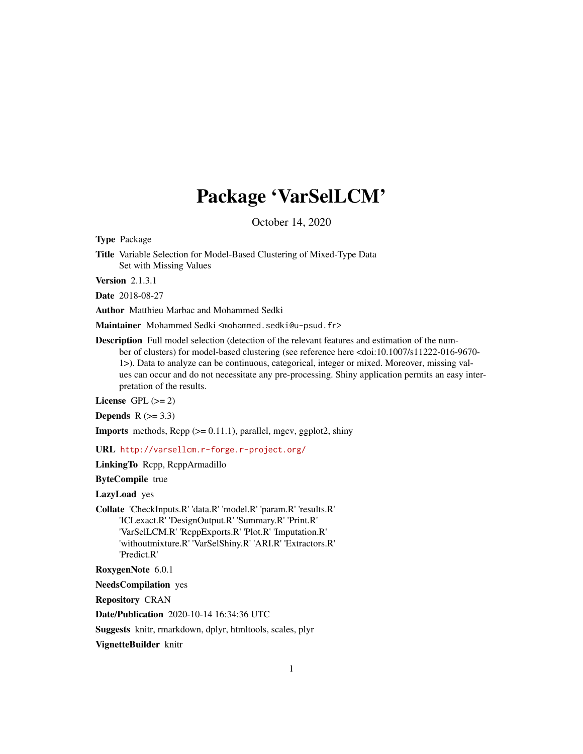# Package 'VarSelLCM'

October 14, 2020

**Type** Package

**Title** Variable Selection for Model-Based Clustering of Mixed-Type Data Set with Missing Values

**Version** 2.1.3.1

**Date** 2018-08-27

**Author** Matthieu Marbac and Mohammed Sedki

**Maintainer** Mohammed Sedki <mohammed.sedki@u-psud.fr>

**Description** Full model selection (detection of the relevant features and estimation of the number of clusters) for model-based clustering (see reference here <doi:10.1007/s11222-016-9670-1>). Data to analyze can be continuous, categorical, integer or mixed. Moreover, missing values can occur and do not necessitate any pre-processing. Shiny application permits an easy interpretation of the results.

**License** GPL (>= 2)

**Depends** R (>= 3.3)

**Imports** methods, Rcpp (>= 0.11.1), parallel, mgcv, ggplot2, shiny

**URL** http://varsellcm.r-forge.r-project.org/

**LinkingTo** Rcpp, RcppArmadillo

**ByteCompile** true

**LazyLoad** yes

**Collate** 'CheckInputs.R' 'data.R' 'model.R' 'param.R' 'results.R' 'ICLexact.R' 'DesignOutput.R' 'Summary.R' 'Print.R' 'VarSelLCM.R' 'RcppExports.R' 'Plot.R' 'Imputation.R' 'withoutmixture.R' 'VarSelShiny.R' 'ARI.R' 'Extractors.R' 'Predict.R'

**RoxygenNote** 6.0.1

**NeedsCompilation** yes

**Repository** CRAN

**Date/Publication** 2020-10-14 16:34:36 UTC

**Suggests** knitr, rmarkdown, dplyr, htmltools, scales, plyr

**VignetteBuilder** knitr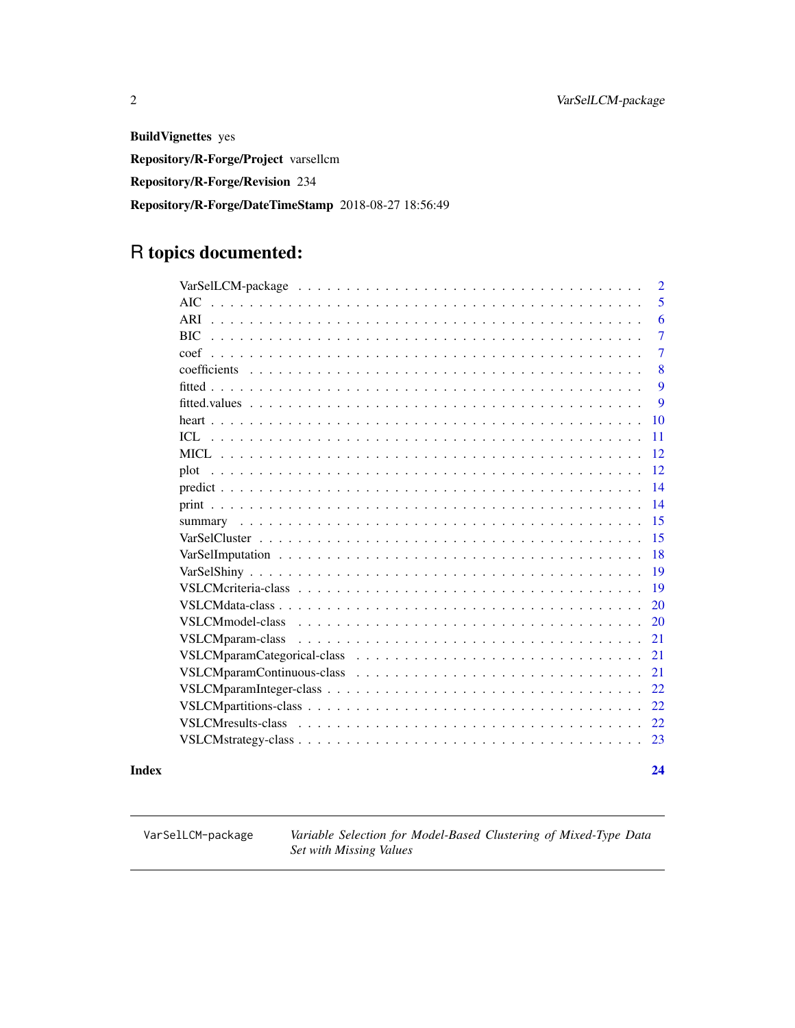**BuildVignettes** yes

**Repository/R-Forge/Project** varsellcm

**Repository/R-Forge/Revision** 234

**Repository/R-Forge/DateTimeStamp** 2018-08-27 18:56:49

# R topics documented:

| | |
|---|---|
| VarSelLCM-package | 2 |
| AIC | 5 |
| ARI | 6 |
| BIC | 7 |
| coef | 7 |
| coefficients | 8 |
| fitted | 9 |
| fitted.values | 9 |
| heart | 10 |
| ICL | 11 |
| MICL | 12 |
| plot | 12 |
| predict | 14 |
| print | 14 |
| summary | 15 |
| VarSelCluster | 15 |
| VarSelImputation | 18 |
| VarSelShiny | 19 |
| VSLCMcriteria-class | 19 |
| VSLCMdata-class | 20 |
| VSLCMmodel-class | 20 |
| VSLCMparam-class | 21 |
| VSLCMparamCategorical-class | 21 |
| VSLCMparamContinuous-class | 21 |
| VSLCMparamInteger-class | 22 |
| VSLCMpartitions-class | 22 |
| VSLCMresults-class | 22 |
| VSLCMstrategy-class | 23 |

**Index** **24**

---

`VarSelLCM-package` *Variable Selection for Model-Based Clustering of Mixed-Type Data Set with Missing Values*

---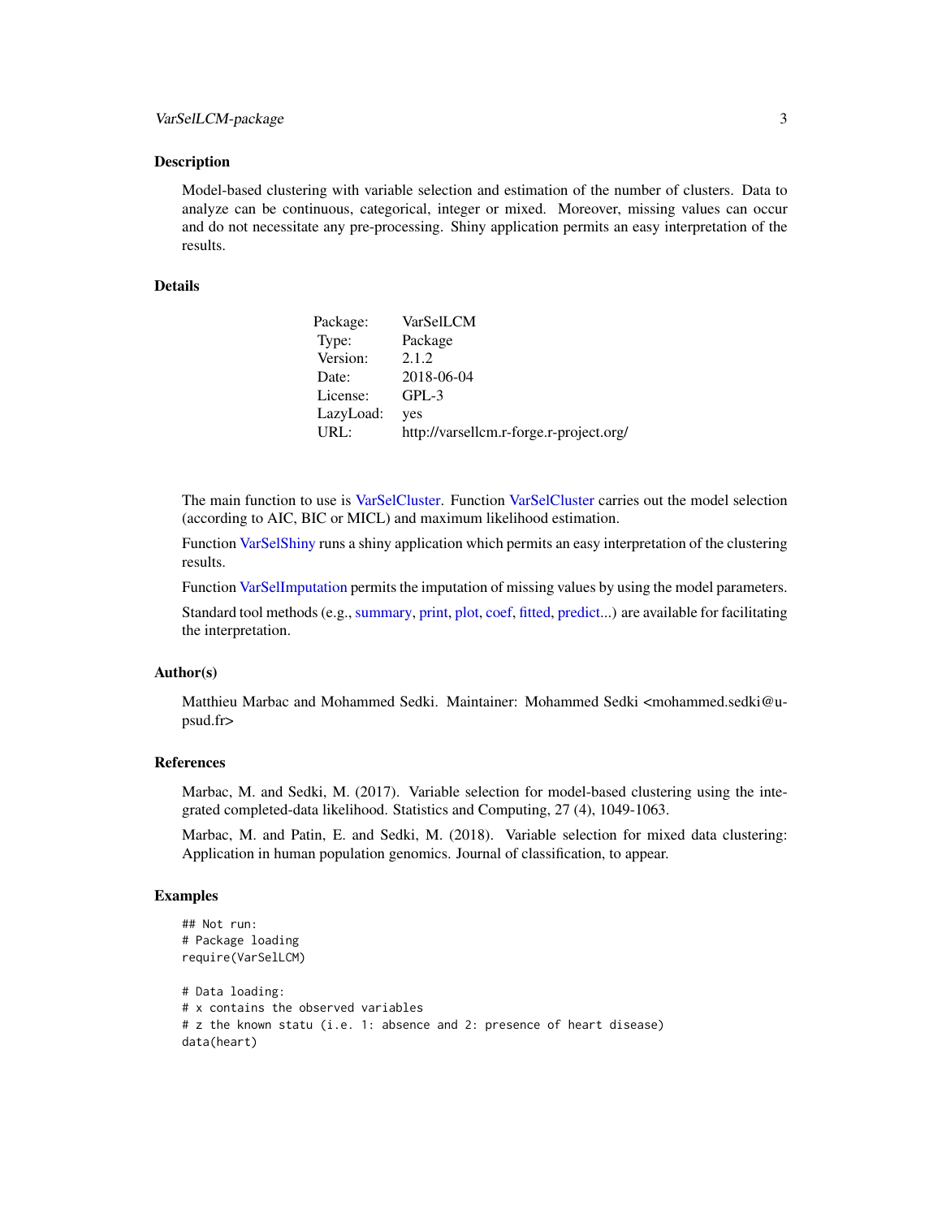## Description

Model-based clustering with variable selection and estimation of the number of clusters. Data to analyze can be continuous, categorical, integer or mixed. Moreover, missing values can occur and do not necessitate any pre-processing. Shiny application permits an easy interpretation of the results.

## Details

| | |
|---|---|
| Package: | VarSelLCM |
| Type: | Package |
| Version: | 2.1.2 |
| Date: | 2018-06-04 |
| License: | GPL-3 |
| LazyLoad: | yes |
| URL: | http://varsellcm.r-forge.r-project.org/ |

The main function to use is VarSelCluster. Function VarSelCluster carries out the model selection (according to AIC, BIC or MICL) and maximum likelihood estimation.

Function VarSelShiny runs a shiny application which permits an easy interpretation of the clustering results.

Function VarSelImputation permits the imputation of missing values by using the model parameters.

Standard tool methods (e.g., summary, print, plot, coef, fitted, predict...) are available for facilitating the interpretation.

## Author(s)

Matthieu Marbac and Mohammed Sedki. Maintainer: Mohammed Sedki <mohammed.sedki@u-psud.fr>

## References

Marbac, M. and Sedki, M. (2017). Variable selection for model-based clustering using the integrated completed-data likelihood. Statistics and Computing, 27 (4), 1049-1063.

Marbac, M. and Patin, E. and Sedki, M. (2018). Variable selection for mixed data clustering: Application in human population genomics. Journal of classification, to appear.

## Examples

```
## Not run:
# Package loading
require(VarSelLCM)

# Data loading:
# x contains the observed variables
# z the known statu (i.e. 1: absence and 2: presence of heart disease)
data(heart)
```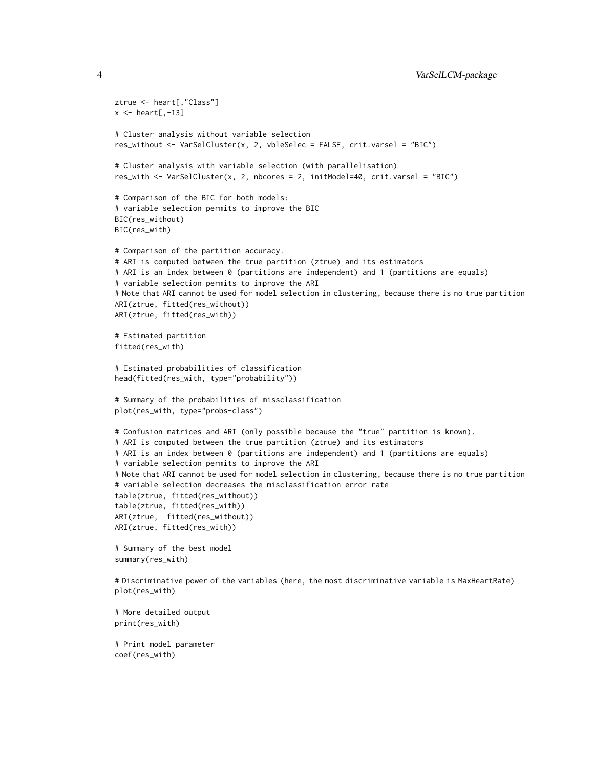```
ztrue <- heart[,"Class"]
x <- heart[,-13]

# Cluster analysis without variable selection
res_without <- VarSelCluster(x, 2, vbleSelec = FALSE, crit.varsel = "BIC")

# Cluster analysis with variable selection (with parallelisation)
res_with <- VarSelCluster(x, 2, nbcores = 2, initModel=40, crit.varsel = "BIC")

# Comparison of the BIC for both models:
# variable selection permits to improve the BIC
BIC(res_without)
BIC(res_with)

# Comparison of the partition accuracy.
# ARI is computed between the true partition (ztrue) and its estimators
# ARI is an index between 0 (partitions are independent) and 1 (partitions are equals)
# variable selection permits to improve the ARI
# Note that ARI cannot be used for model selection in clustering, because there is no true partition
ARI(ztrue, fitted(res_without))
ARI(ztrue, fitted(res_with))

# Estimated partition
fitted(res_with)

# Estimated probabilities of classification
head(fitted(res_with, type="probability"))

# Summary of the probabilities of missclassification
plot(res_with, type="probs-class")

# Confusion matrices and ARI (only possible because the "true" partition is known).
# ARI is computed between the true partition (ztrue) and its estimators
# ARI is an index between 0 (partitions are independent) and 1 (partitions are equals)
# variable selection permits to improve the ARI
# Note that ARI cannot be used for model selection in clustering, because there is no true partition
# variable selection decreases the misclassification error rate
table(ztrue, fitted(res_without))
table(ztrue, fitted(res_with))
ARI(ztrue,  fitted(res_without))
ARI(ztrue, fitted(res_with))

# Summary of the best model
summary(res_with)

# Discriminative power of the variables (here, the most discriminative variable is MaxHeartRate)
plot(res_with)

# More detailed output
print(res_with)

# Print model parameter
coef(res_with)
```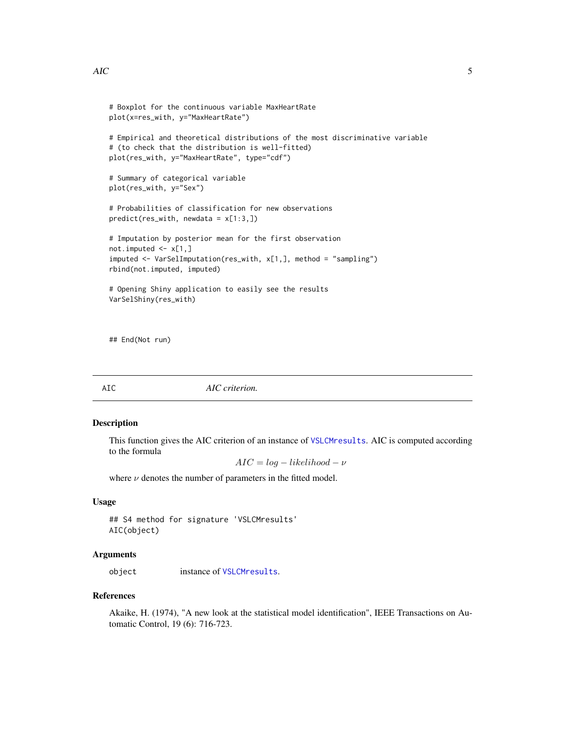```
# Boxplot for the continuous variable MaxHeartRate
plot(x=res_with, y="MaxHeartRate")

# Empirical and theoretical distributions of the most discriminative variable
# (to check that the distribution is well-fitted)
plot(res_with, y="MaxHeartRate", type="cdf")

# Summary of categorical variable
plot(res_with, y="Sex")

# Probabilities of classification for new observations
predict(res_with, newdata = x[1:3,])

# Imputation by posterior mean for the first observation
not.imputed <- x[1,]
imputed <- VarSelImputation(res_with, x[1,], method = "sampling")
rbind(not.imputed, imputed)

# Opening Shiny application to easily see the results
VarSelShiny(res_with)



## End(Not run)
```

---

## AIC — *AIC criterion.*

### Description

This function gives the AIC criterion of an instance of `VSLCMresults`. AIC is computed according to the formula

$$AIC = log - likelihood - \nu$$

where $\nu$ denotes the number of parameters in the fitted model.

### Usage

```
## S4 method for signature 'VSLCMresults'
AIC(object)
```

### Arguments

| | |
|---|---|
| `object` | instance of `VSLCMresults`. |

### References

Akaike, H. (1974), "A new look at the statistical model identification", IEEE Transactions on Automatic Control, 19 (6): 716-723.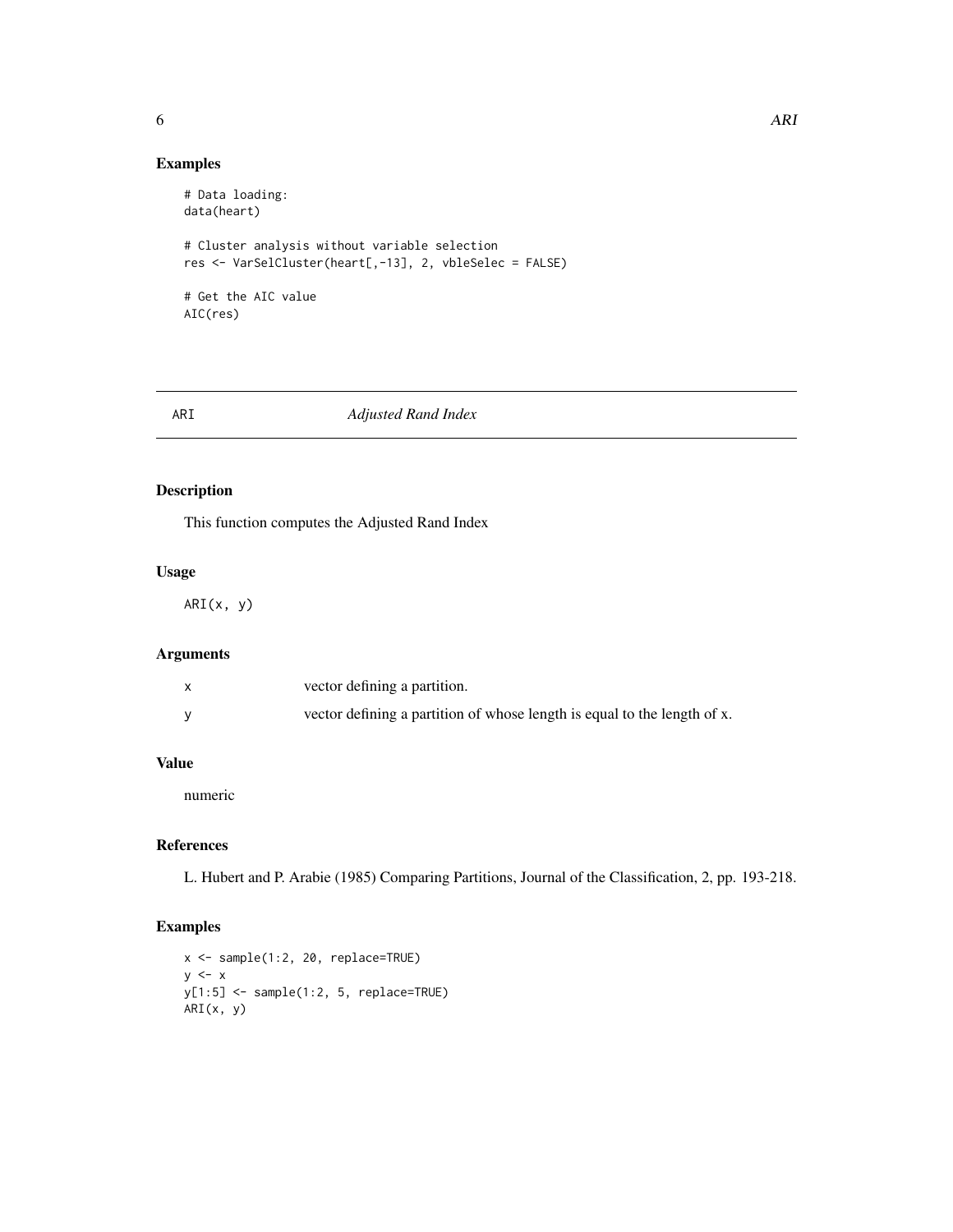## Examples

```
# Data loading:
data(heart)

# Cluster analysis without variable selection
res <- VarSelCluster(heart[,-13], 2, vbleSelec = FALSE)

# Get the AIC value
AIC(res)
```

---

# ARI — *Adjusted Rand Index*

---

## Description

This function computes the Adjusted Rand Index

## Usage

```
ARI(x, y)
```

## Arguments

| | |
|---|---|
| x | vector defining a partition. |
| y | vector defining a partition of whose length is equal to the length of x. |

## Value

numeric

## References

L. Hubert and P. Arabie (1985) Comparing Partitions, Journal of the Classification, 2, pp. 193-218.

## Examples

```
x <- sample(1:2, 20, replace=TRUE)
y <- x
y[1:5] <- sample(1:2, 5, replace=TRUE)
ARI(x, y)
```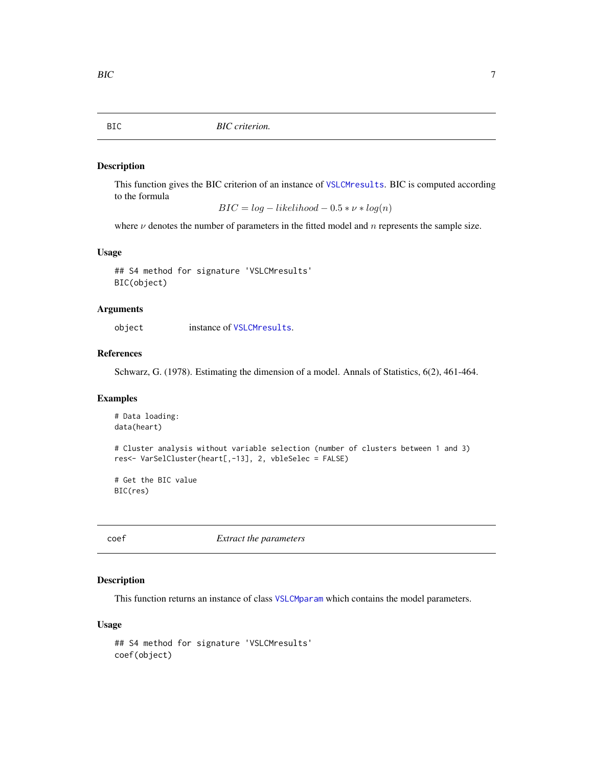## BIC — *BIC criterion.*

### Description

This function gives the BIC criterion of an instance of VSLCMresults. BIC is computed according to the formula

$$BIC = log - likelihood - 0.5 * \nu * log(n)$$

where $\nu$ denotes the number of parameters in the fitted model and $n$ represents the sample size.

### Usage

```
## S4 method for signature 'VSLCMresults'
BIC(object)
```

### Arguments

object — instance of VSLCMresults.

### References

Schwarz, G. (1978). Estimating the dimension of a model. Annals of Statistics, 6(2), 461-464.

### Examples

```
# Data loading:
data(heart)

# Cluster analysis without variable selection (number of clusters between 1 and 3)
res<- VarSelCluster(heart[,-13], 2, vbleSelec = FALSE)

# Get the BIC value
BIC(res)
```

## coef — *Extract the parameters*

### Description

This function returns an instance of class VSLCMparam which contains the model parameters.

### Usage

```
## S4 method for signature 'VSLCMresults'
coef(object)
```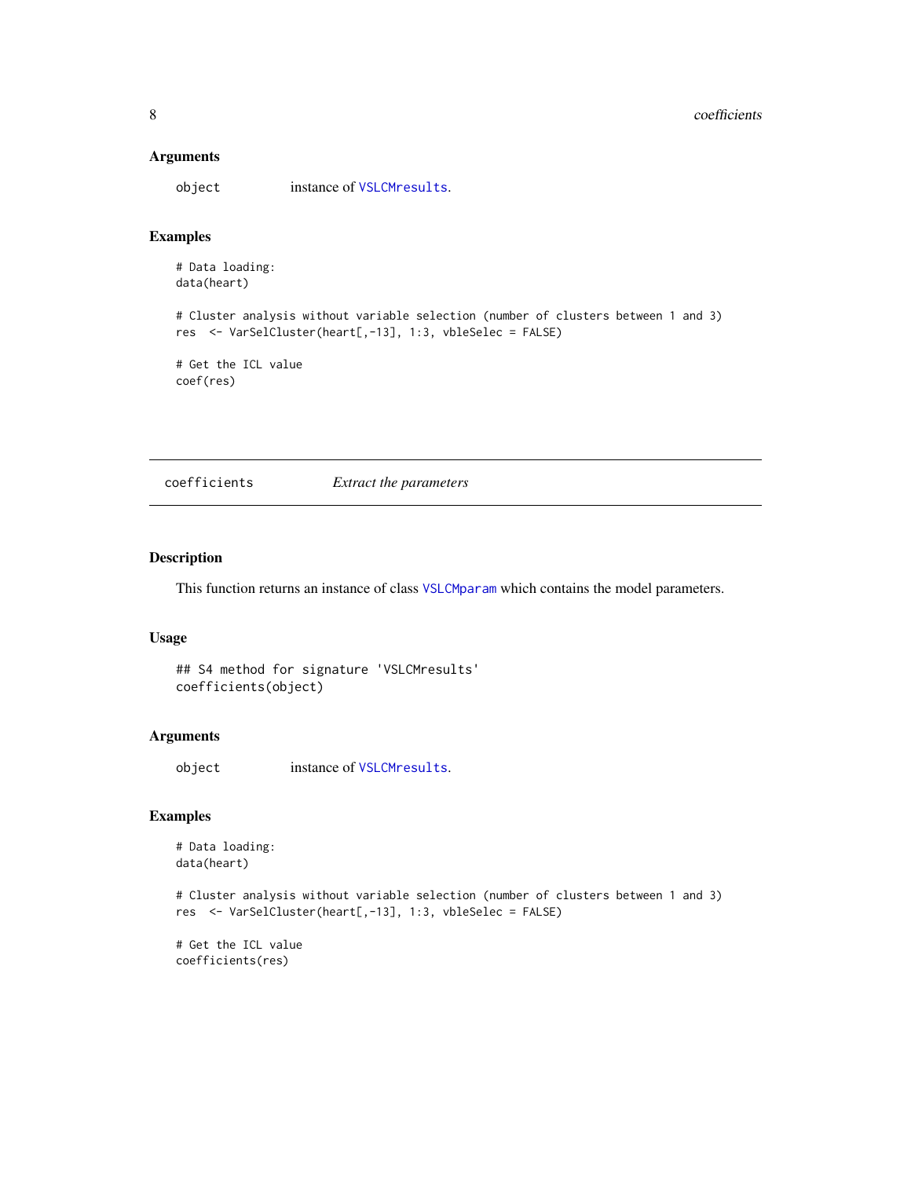### Arguments

object instance of VSLCMresults.

### Examples

```
# Data loading:
data(heart)

# Cluster analysis without variable selection (number of clusters between 1 and 3)
res  <- VarSelCluster(heart[,-13], 1:3, vbleSelec = FALSE)

# Get the ICL value
coef(res)
```

---

## coefficients *Extract the parameters*

---

### Description

This function returns an instance of class VSLCMparam which contains the model parameters.

### Usage

```
## S4 method for signature 'VSLCMresults'
coefficients(object)
```

### Arguments

object instance of VSLCMresults.

### Examples

```
# Data loading:
data(heart)

# Cluster analysis without variable selection (number of clusters between 1 and 3)
res  <- VarSelCluster(heart[,-13], 1:3, vbleSelec = FALSE)

# Get the ICL value
coefficients(res)
```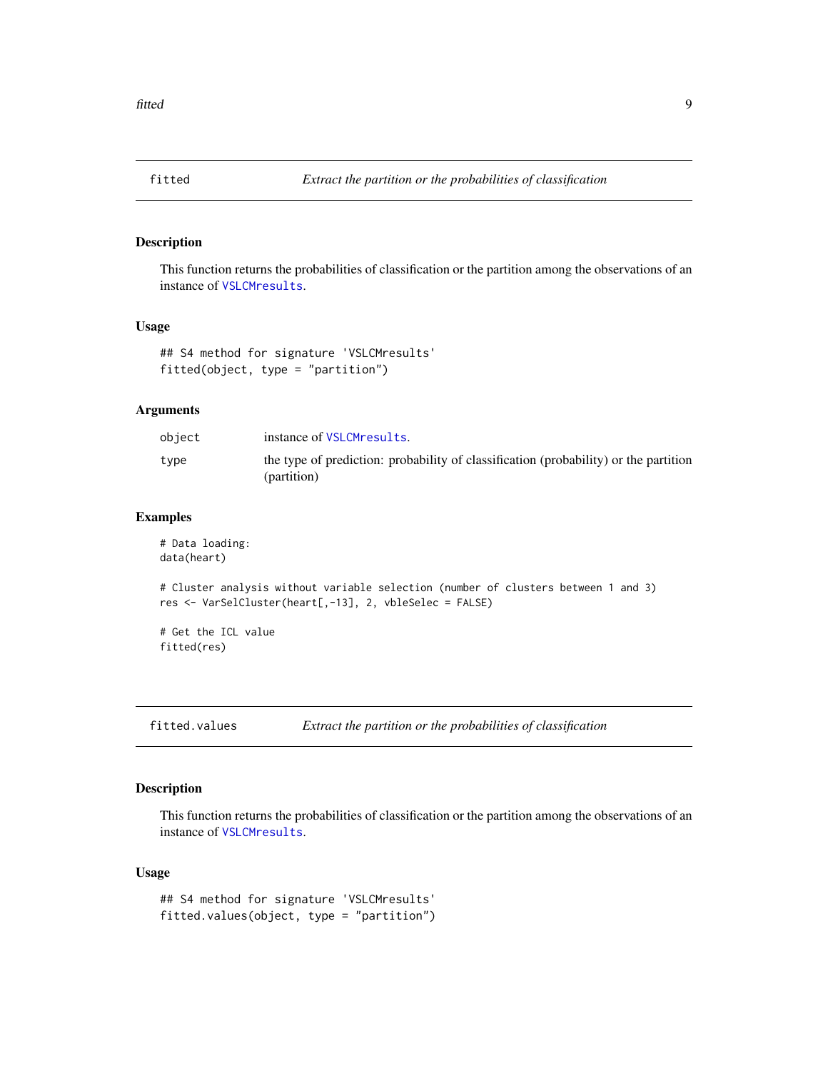## fitted — *Extract the partition or the probabilities of classification*

### Description

This function returns the probabilities of classification or the partition among the observations of an instance of VSLCMresults.

### Usage

```
## S4 method for signature 'VSLCMresults'
fitted(object, type = "partition")
```

### Arguments

| | |
|---|---|
| object | instance of VSLCMresults. |
| type | the type of prediction: probability of classification (probability) or the partition (partition) |

### Examples

```
# Data loading:
data(heart)

# Cluster analysis without variable selection (number of clusters between 1 and 3)
res <- VarSelCluster(heart[,-13], 2, vbleSelec = FALSE)

# Get the ICL value
fitted(res)
```

## fitted.values — *Extract the partition or the probabilities of classification*

### Description

This function returns the probabilities of classification or the partition among the observations of an instance of VSLCMresults.

### Usage

```
## S4 method for signature 'VSLCMresults'
fitted.values(object, type = "partition")
```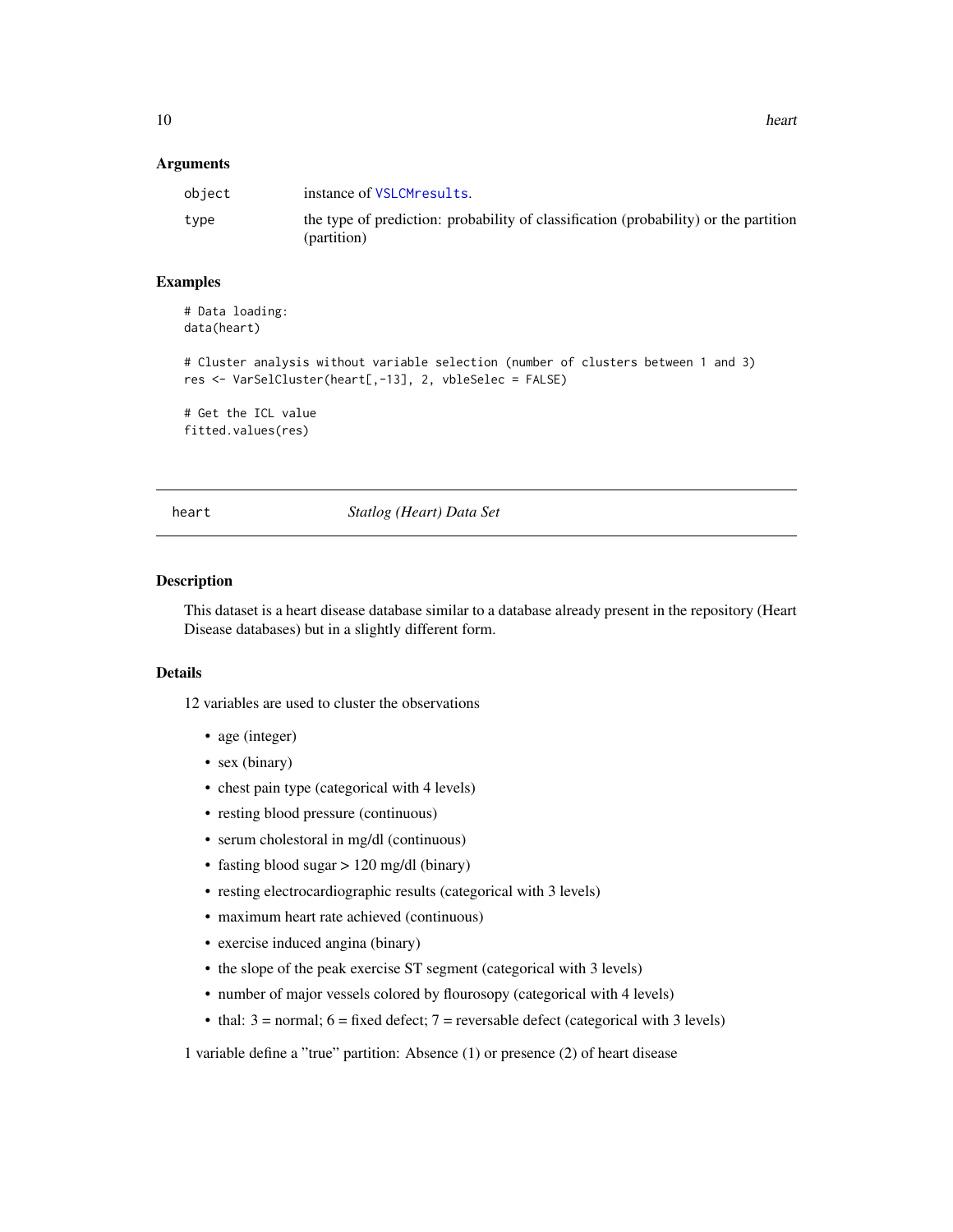### Arguments

| | |
|---|---|
| object | instance of VSLCMresults. |
| type | the type of prediction: probability of classification (probability) or the partition (partition) |

### Examples

```
# Data loading:
data(heart)

# Cluster analysis without variable selection (number of clusters between 1 and 3)
res <- VarSelCluster(heart[,-13], 2, vbleSelec = FALSE)

# Get the ICL value
fitted.values(res)
```

---

## heart — *Statlog (Heart) Data Set*

---

### Description

This dataset is a heart disease database similar to a database already present in the repository (Heart Disease databases) but in a slightly different form.

### Details

12 variables are used to cluster the observations

- age (integer)
- sex (binary)
- chest pain type (categorical with 4 levels)
- resting blood pressure (continuous)
- serum cholestoral in mg/dl (continuous)
- fasting blood sugar > 120 mg/dl (binary)
- resting electrocardiographic results (categorical with 3 levels)
- maximum heart rate achieved (continuous)
- exercise induced angina (binary)
- the slope of the peak exercise ST segment (categorical with 3 levels)
- number of major vessels colored by flourosopy (categorical with 4 levels)
- thal: 3 = normal; 6 = fixed defect; 7 = reversable defect (categorical with 3 levels)

1 variable define a "true" partition: Absence (1) or presence (2) of heart disease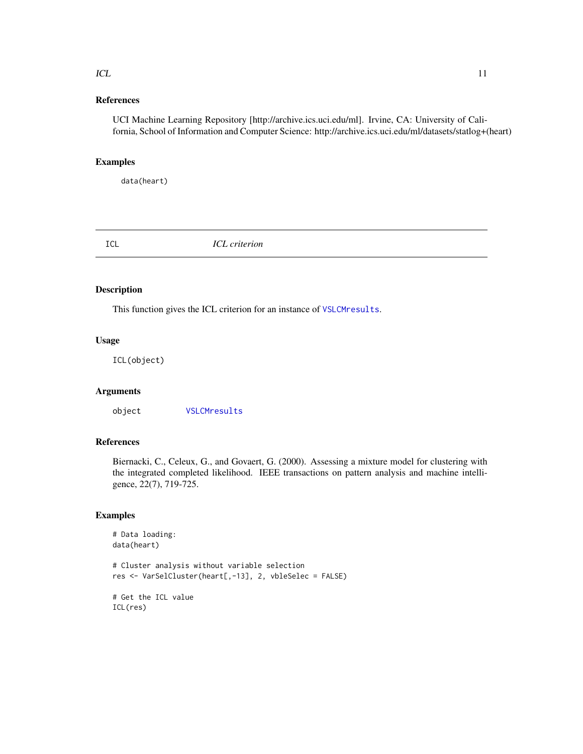### References

UCI Machine Learning Repository [http://archive.ics.uci.edu/ml]. Irvine, CA: University of California, School of Information and Computer Science: http://archive.ics.uci.edu/ml/datasets/statlog+(heart)

### Examples

```
data(heart)
```

---

## ICL — *ICL criterion*

---

### Description

This function gives the ICL criterion for an instance of VSLCMresults.

### Usage

```
ICL(object)
```

### Arguments

object    VSLCMresults

### References

Biernacki, C., Celeux, G., and Govaert, G. (2000). Assessing a mixture model for clustering with the integrated completed likelihood. IEEE transactions on pattern analysis and machine intelligence, 22(7), 719-725.

### Examples

```
# Data loading:
data(heart)

# Cluster analysis without variable selection
res <- VarSelCluster(heart[,-13], 2, vbleSelec = FALSE)

# Get the ICL value
ICL(res)
```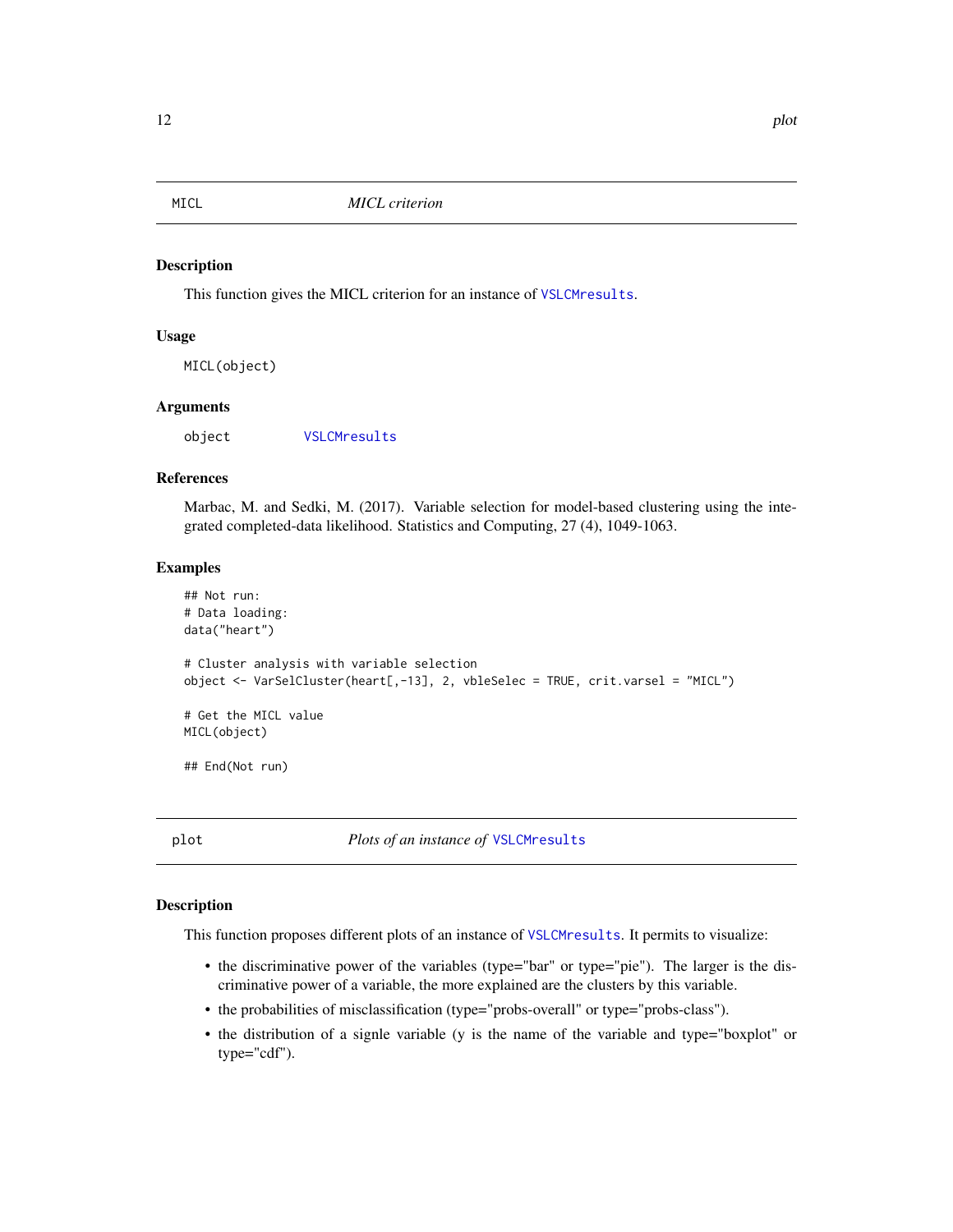## MICL — *MICL criterion*

### Description

This function gives the MICL criterion for an instance of `VSLCMresults`.

### Usage

```
MICL(object)
```

### Arguments

| | |
|---|---|
| object | `VSLCMresults` |

### References

Marbac, M. and Sedki, M. (2017). Variable selection for model-based clustering using the integrated completed-data likelihood. Statistics and Computing, 27 (4), 1049-1063.

### Examples

```
## Not run:
# Data loading:
data("heart")

# Cluster analysis with variable selection
object <- VarSelCluster(heart[,-13], 2, vbleSelec = TRUE, crit.varsel = "MICL")

# Get the MICL value
MICL(object)

## End(Not run)
```

## plot — *Plots of an instance of* `VSLCMresults`

### Description

This function proposes different plots of an instance of `VSLCMresults`. It permits to visualize:

- the discriminative power of the variables (type="bar" or type="pie"). The larger is the discriminative power of a variable, the more explained are the clusters by this variable.
- the probabilities of misclassification (type="probs-overall" or type="probs-class").
- the distribution of a signle variable (y is the name of the variable and type="boxplot" or type="cdf").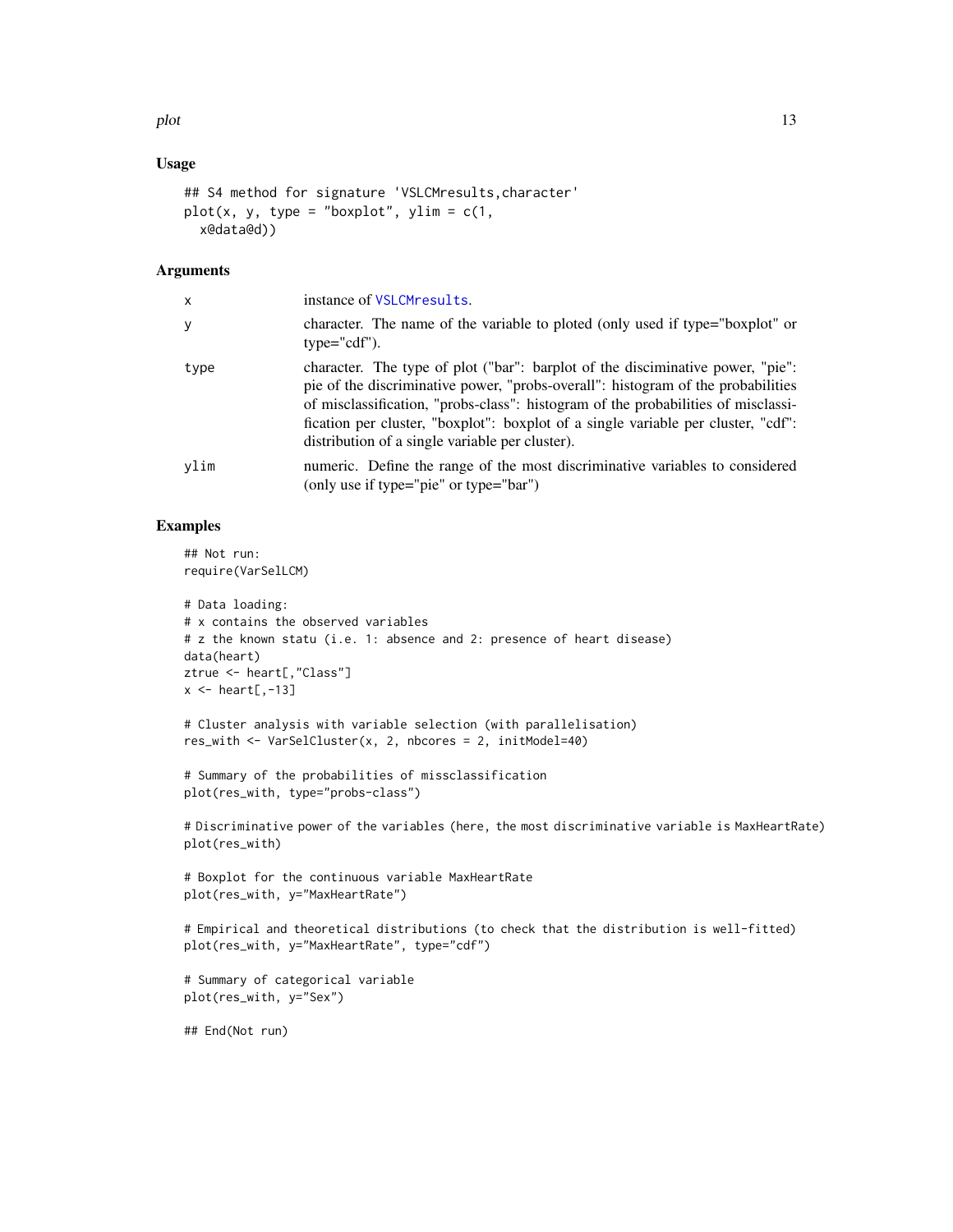### Usage

```
## S4 method for signature 'VSLCMresults,character'
plot(x, y, type = "boxplot", ylim = c(1,
  x@data@d))
```

### Arguments

| | |
|---|---|
| x | instance of VSLCMresults. |
| y | character. The name of the variable to ploted (only used if type="boxplot" or type="cdf"). |
| type | character. The type of plot ("bar": barplot of the disciminative power, "pie": pie of the discriminative power, "probs-overall": histogram of the probabilities of misclassification, "probs-class": histogram of the probabilities of misclassification per cluster, "boxplot": boxplot of a single variable per cluster, "cdf": distribution of a single variable per cluster). |
| ylim | numeric. Define the range of the most discriminative variables to considered (only use if type="pie" or type="bar") |

### Examples

```
## Not run:
require(VarSelLCM)

# Data loading:
# x contains the observed variables
# z the known statu (i.e. 1: absence and 2: presence of heart disease)
data(heart)
ztrue <- heart[,"Class"]
x <- heart[,-13]

# Cluster analysis with variable selection (with parallelisation)
res_with <- VarSelCluster(x, 2, nbcores = 2, initModel=40)

# Summary of the probabilities of missclassification
plot(res_with, type="probs-class")

# Discriminative power of the variables (here, the most discriminative variable is MaxHeartRate)
plot(res_with)

# Boxplot for the continuous variable MaxHeartRate
plot(res_with, y="MaxHeartRate")

# Empirical and theoretical distributions (to check that the distribution is well-fitted)
plot(res_with, y="MaxHeartRate", type="cdf")

# Summary of categorical variable
plot(res_with, y="Sex")

## End(Not run)
```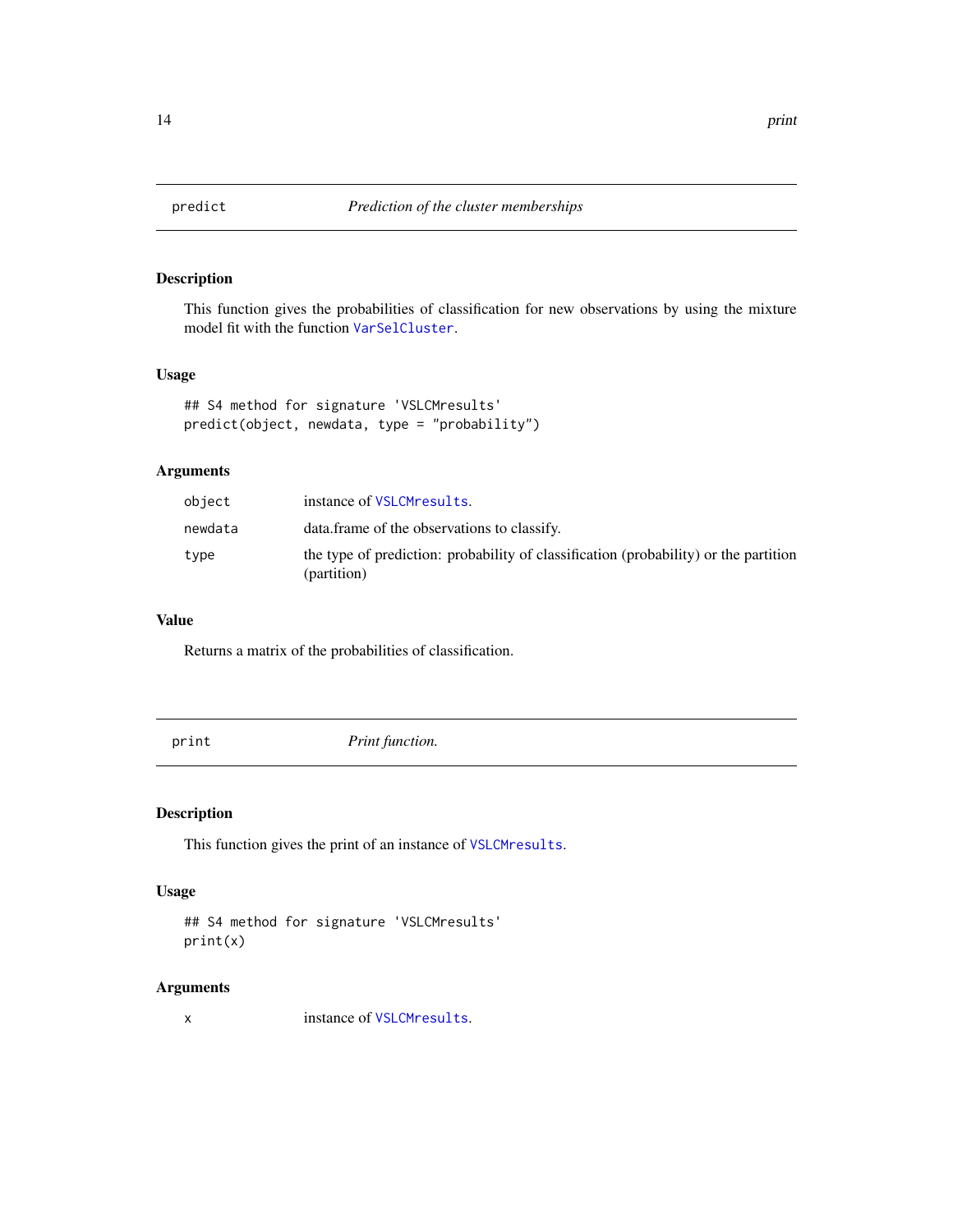## predict — *Prediction of the cluster memberships*

### Description

This function gives the probabilities of classification for new observations by using the mixture model fit with the function `VarSelCluster`.

### Usage

```
## S4 method for signature 'VSLCMresults'
predict(object, newdata, type = "probability")
```

### Arguments

| | |
|---|---|
| `object` | instance of `VSLCMresults`. |
| `newdata` | data.frame of the observations to classify. |
| `type` | the type of prediction: probability of classification (probability) or the partition (partition) |

### Value

Returns a matrix of the probabilities of classification.

## print — *Print function.*

### Description

This function gives the print of an instance of `VSLCMresults`.

### Usage

```
## S4 method for signature 'VSLCMresults'
print(x)
```

### Arguments

| | |
|---|---|
| `x` | instance of `VSLCMresults`. |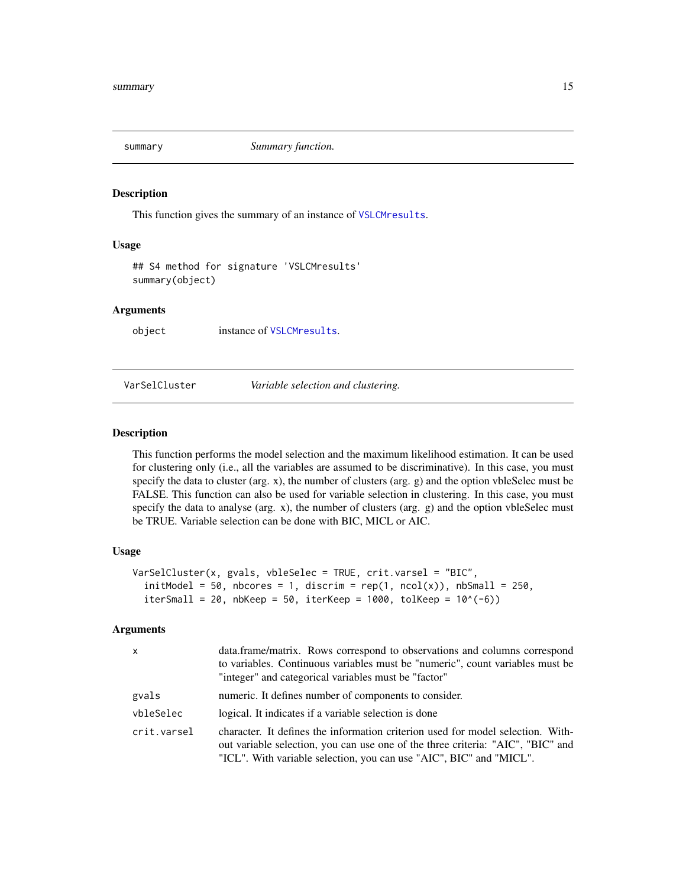## summary — *Summary function.*

### Description

This function gives the summary of an instance of VSLCMresults.

### Usage

```
## S4 method for signature 'VSLCMresults'
summary(object)
```

### Arguments

| | |
|---|---|
| object | instance of VSLCMresults. |

## VarSelCluster — *Variable selection and clustering.*

### Description

This function performs the model selection and the maximum likelihood estimation. It can be used for clustering only (i.e., all the variables are assumed to be discriminative). In this case, you must specify the data to cluster (arg. x), the number of clusters (arg. g) and the option vbleSelec must be FALSE. This function can also be used for variable selection in clustering. In this case, you must specify the data to analyse (arg. x), the number of clusters (arg. g) and the option vbleSelec must be TRUE. Variable selection can be done with BIC, MICL or AIC.

### Usage

```
VarSelCluster(x, gvals, vbleSelec = TRUE, crit.varsel = "BIC",
  initModel = 50, nbcores = 1, discrim = rep(1, ncol(x)), nbSmall = 250,
  iterSmall = 20, nbKeep = 50, iterKeep = 1000, tolKeep = 10^(-6))
```

### Arguments

| | |
|---|---|
| x | data.frame/matrix. Rows correspond to observations and columns correspond to variables. Continuous variables must be "numeric", count variables must be "integer" and categorical variables must be "factor" |
| gvals | numeric. It defines number of components to consider. |
| vbleSelec | logical. It indicates if a variable selection is done |
| crit.varsel | character. It defines the information criterion used for model selection. Without variable selection, you can use one of the three criteria: "AIC", "BIC" and "ICL". With variable selection, you can use "AIC", BIC" and "MICL". |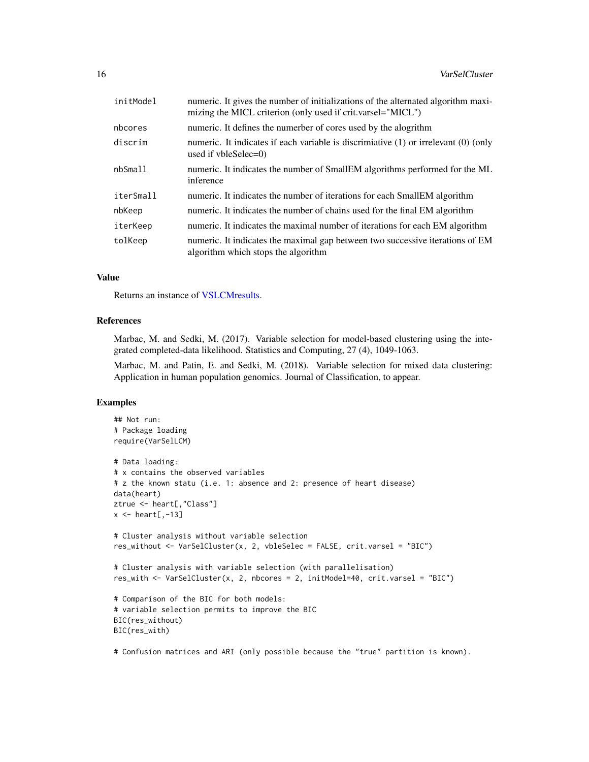| | |
|---|---|
| initModel | numeric. It gives the number of initializations of the alternated algorithm maximizing the MICL criterion (only used if crit.varsel="MICL") |
| nbcores | numeric. It defines the numerber of cores used by the alogrithm |
| discrim | numeric. It indicates if each variable is discrimiative (1) or irrelevant (0) (only used if vbleSelec=0) |
| nbSmall | numeric. It indicates the number of SmallEM algorithms performed for the ML inference |
| iterSmall | numeric. It indicates the number of iterations for each SmallEM algorithm |
| nbKeep | numeric. It indicates the number of chains used for the final EM algorithm |
| iterKeep | numeric. It indicates the maximal number of iterations for each EM algorithm |
| tolKeep | numeric. It indicates the maximal gap between two successive iterations of EM algorithm which stops the algorithm |

## Value

Returns an instance of VSLCMresults.

## References

Marbac, M. and Sedki, M. (2017). Variable selection for model-based clustering using the integrated completed-data likelihood. Statistics and Computing, 27 (4), 1049-1063.

Marbac, M. and Patin, E. and Sedki, M. (2018). Variable selection for mixed data clustering: Application in human population genomics. Journal of Classification, to appear.

## Examples

```
## Not run:
# Package loading
require(VarSelLCM)

# Data loading:
# x contains the observed variables
# z the known statu (i.e. 1: absence and 2: presence of heart disease)
data(heart)
ztrue <- heart[,"Class"]
x <- heart[,-13]

# Cluster analysis without variable selection
res_without <- VarSelCluster(x, 2, vbleSelec = FALSE, crit.varsel = "BIC")

# Cluster analysis with variable selection (with parallelisation)
res_with <- VarSelCluster(x, 2, nbcores = 2, initModel=40, crit.varsel = "BIC")

# Comparison of the BIC for both models:
# variable selection permits to improve the BIC
BIC(res_without)
BIC(res_with)

# Confusion matrices and ARI (only possible because the "true" partition is known).
```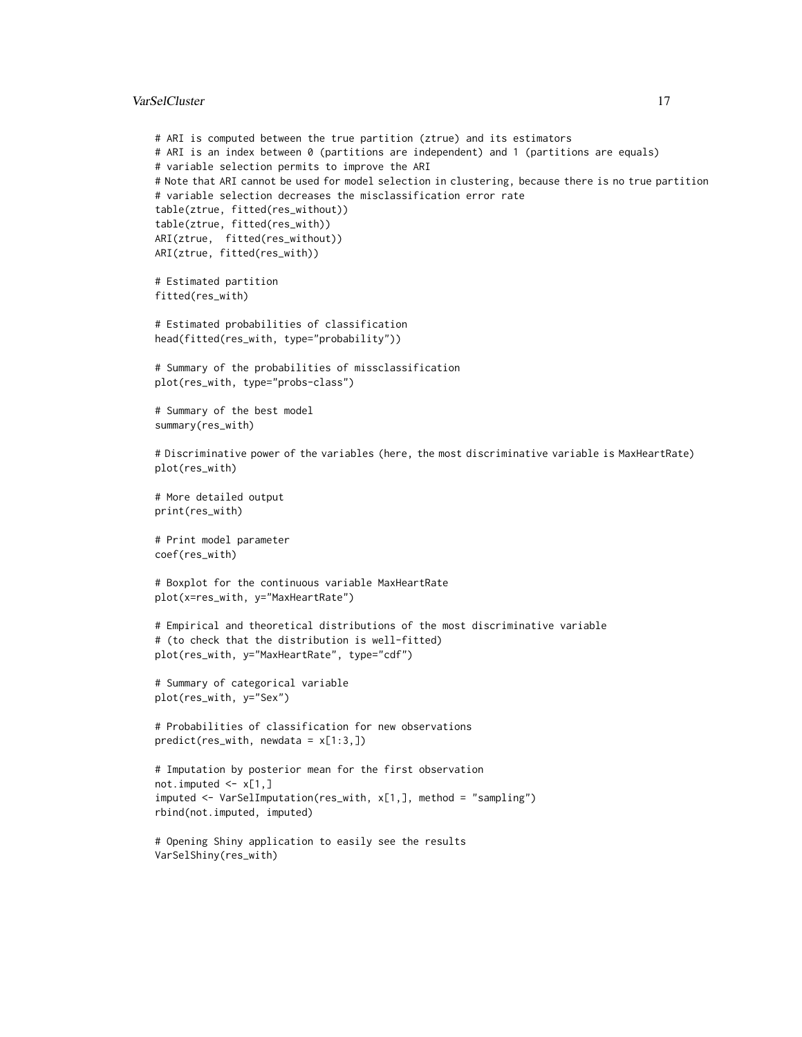```
# ARI is computed between the true partition (ztrue) and its estimators
# ARI is an index between 0 (partitions are independent) and 1 (partitions are equals)
# variable selection permits to improve the ARI
# Note that ARI cannot be used for model selection in clustering, because there is no true partition
# variable selection decreases the misclassification error rate
table(ztrue, fitted(res_without))
table(ztrue, fitted(res_with))
ARI(ztrue,  fitted(res_without))
ARI(ztrue, fitted(res_with))

# Estimated partition
fitted(res_with)

# Estimated probabilities of classification
head(fitted(res_with, type="probability"))

# Summary of the probabilities of missclassification
plot(res_with, type="probs-class")

# Summary of the best model
summary(res_with)

# Discriminative power of the variables (here, the most discriminative variable is MaxHeartRate)
plot(res_with)

# More detailed output
print(res_with)

# Print model parameter
coef(res_with)

# Boxplot for the continuous variable MaxHeartRate
plot(x=res_with, y="MaxHeartRate")

# Empirical and theoretical distributions of the most discriminative variable
# (to check that the distribution is well-fitted)
plot(res_with, y="MaxHeartRate", type="cdf")

# Summary of categorical variable
plot(res_with, y="Sex")

# Probabilities of classification for new observations
predict(res_with, newdata = x[1:3,])

# Imputation by posterior mean for the first observation
not.imputed <- x[1,]
imputed <- VarSelImputation(res_with, x[1,], method = "sampling")
rbind(not.imputed, imputed)

# Opening Shiny application to easily see the results
VarSelShiny(res_with)
```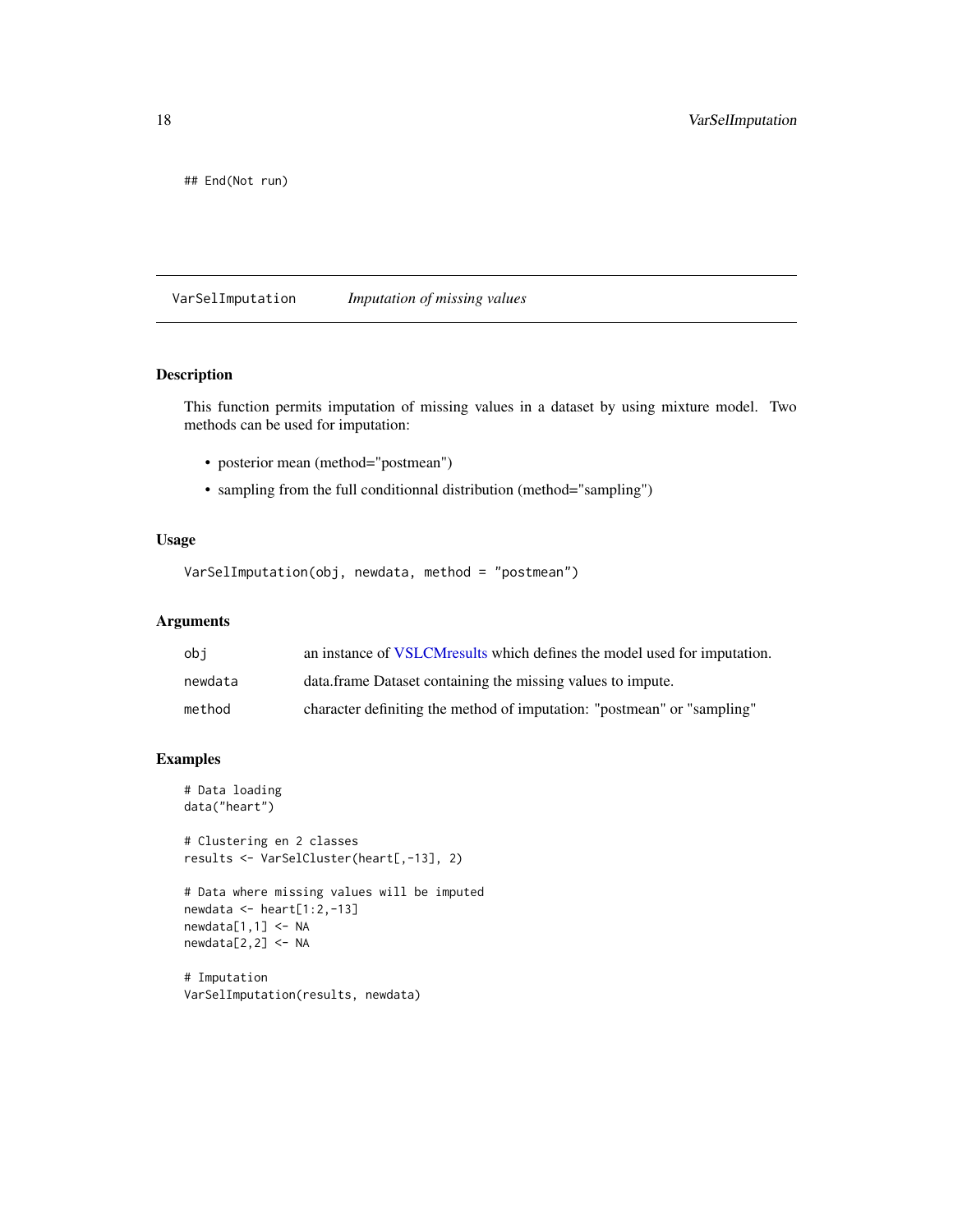```
## End(Not run)
```

## VarSelImputation *Imputation of missing values*

### Description

This function permits imputation of missing values in a dataset by using mixture model. Two methods can be used for imputation:

- posterior mean (method="postmean")
- sampling from the full conditionnal distribution (method="sampling")

### Usage

```
VarSelImputation(obj, newdata, method = "postmean")
```

### Arguments

| | |
|---|---|
| obj | an instance of VSLCMresults which defines the model used for imputation. |
| newdata | data.frame Dataset containing the missing values to impute. |
| method | character definiting the method of imputation: "postmean" or "sampling" |

### Examples

```
# Data loading
data("heart")

# Clustering en 2 classes
results <- VarSelCluster(heart[,-13], 2)

# Data where missing values will be imputed
newdata <- heart[1:2,-13]
newdata[1,1] <- NA
newdata[2,2] <- NA

# Imputation
VarSelImputation(results, newdata)
```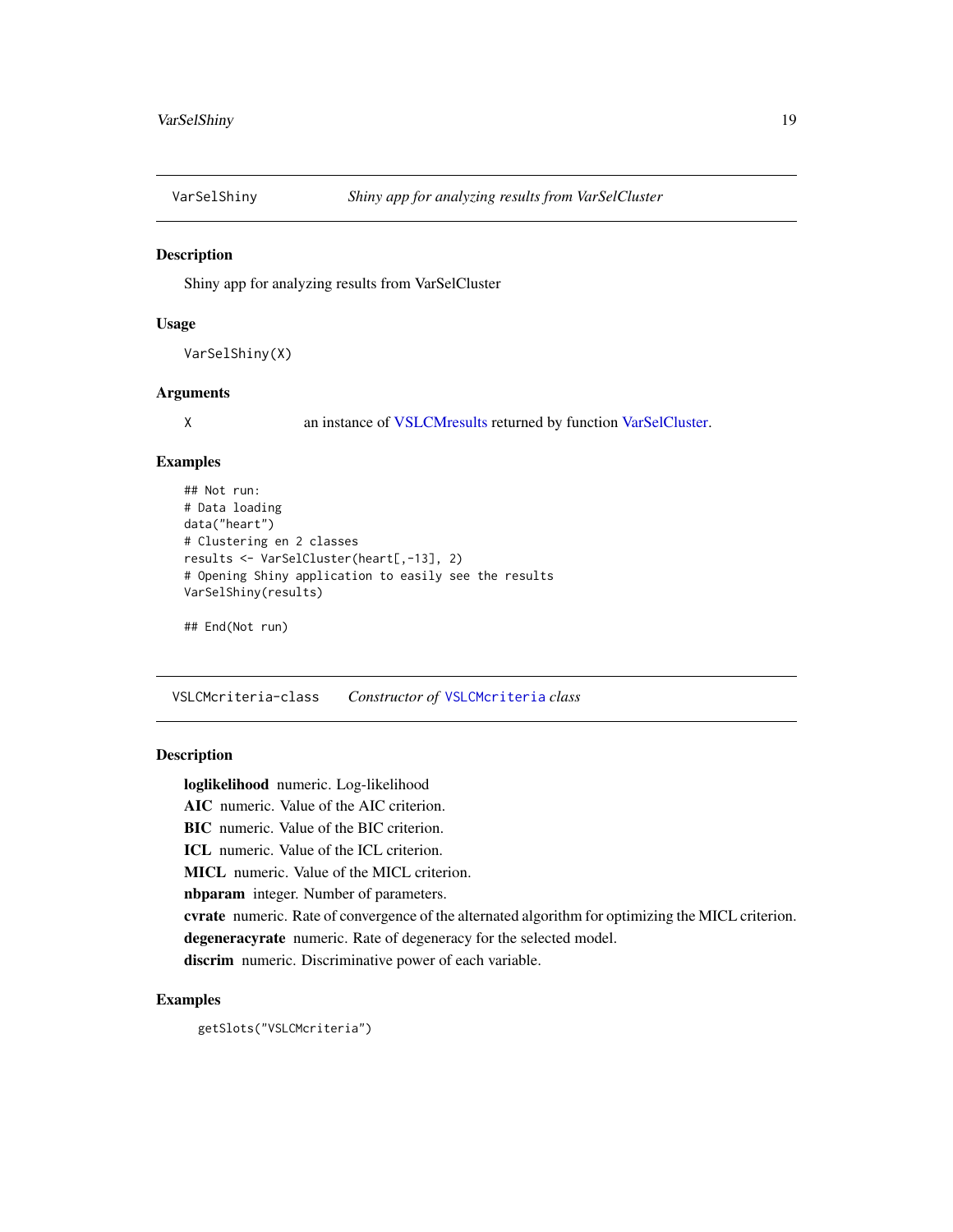## VarSelShiny — *Shiny app for analyzing results from VarSelCluster*

### Description

Shiny app for analyzing results from VarSelCluster

### Usage

```
VarSelShiny(X)
```

### Arguments

| | |
|---|---|
| X | an instance of VSLCMresults returned by function VarSelCluster. |

### Examples

```
## Not run:
# Data loading
data("heart")
# Clustering en 2 classes
results <- VarSelCluster(heart[,-13], 2)
# Opening Shiny application to easily see the results
VarSelShiny(results)

## End(Not run)
```

## VSLCMcriteria-class — *Constructor of `VSLCMcriteria` class*

### Description

**loglikelihood** numeric. Log-likelihood

**AIC** numeric. Value of the AIC criterion.

**BIC** numeric. Value of the BIC criterion.

**ICL** numeric. Value of the ICL criterion.

**MICL** numeric. Value of the MICL criterion.

**nbparam** integer. Number of parameters.

**cvrate** numeric. Rate of convergence of the alternated algorithm for optimizing the MICL criterion.

**degeneracyrate** numeric. Rate of degeneracy for the selected model.

**discrim** numeric. Discriminative power of each variable.

### Examples

```
getSlots("VSLCMcriteria")
```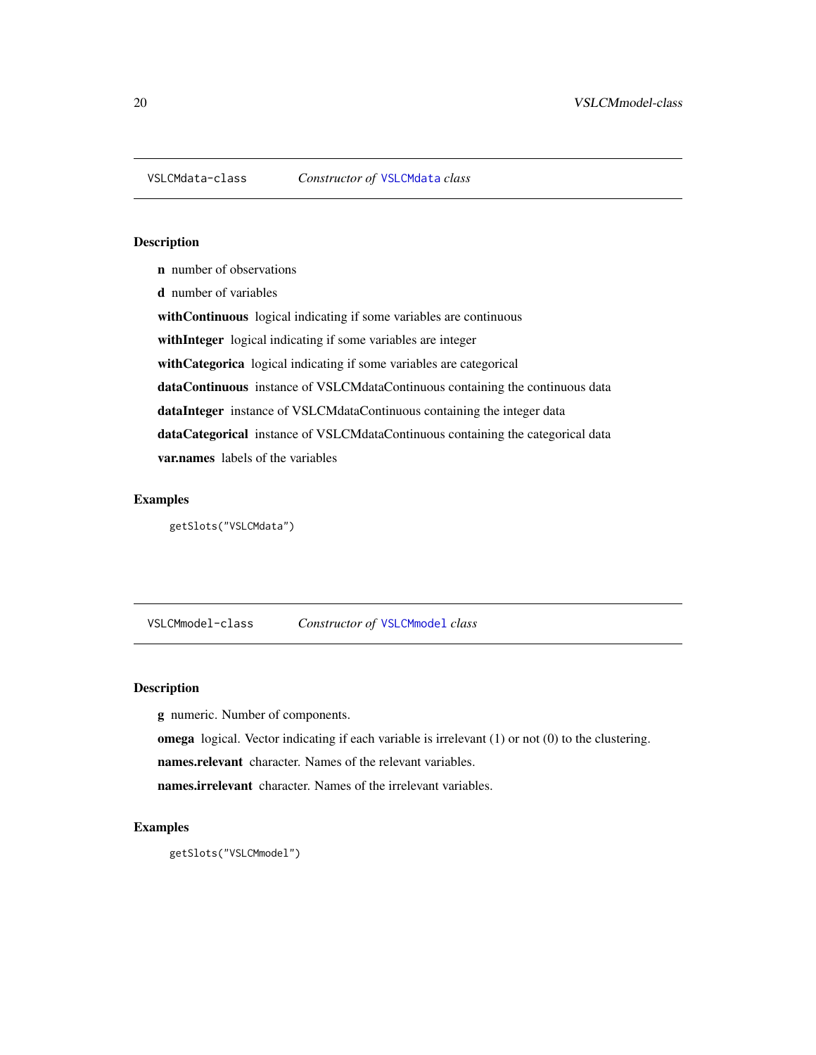## VSLCMdata-class    *Constructor of* `VSLCMdata` *class*

### Description

**n** number of observations

**d** number of variables

**withContinuous** logical indicating if some variables are continuous

**withInteger** logical indicating if some variables are integer

**withCategorica** logical indicating if some variables are categorical

**dataContinuous** instance of VSLCMdataContinuous containing the continuous data

**dataInteger** instance of VSLCMdataContinuous containing the integer data

**dataCategorical** instance of VSLCMdataContinuous containing the categorical data

**var.names** labels of the variables

### Examples

```
getSlots("VSLCMdata")
```

## VSLCMmodel-class    *Constructor of* `VSLCMmodel` *class*

### Description

**g** numeric. Number of components.

**omega** logical. Vector indicating if each variable is irrelevant (1) or not (0) to the clustering.

**names.relevant** character. Names of the relevant variables.

**names.irrelevant** character. Names of the irrelevant variables.

### Examples

```
getSlots("VSLCMmodel")
```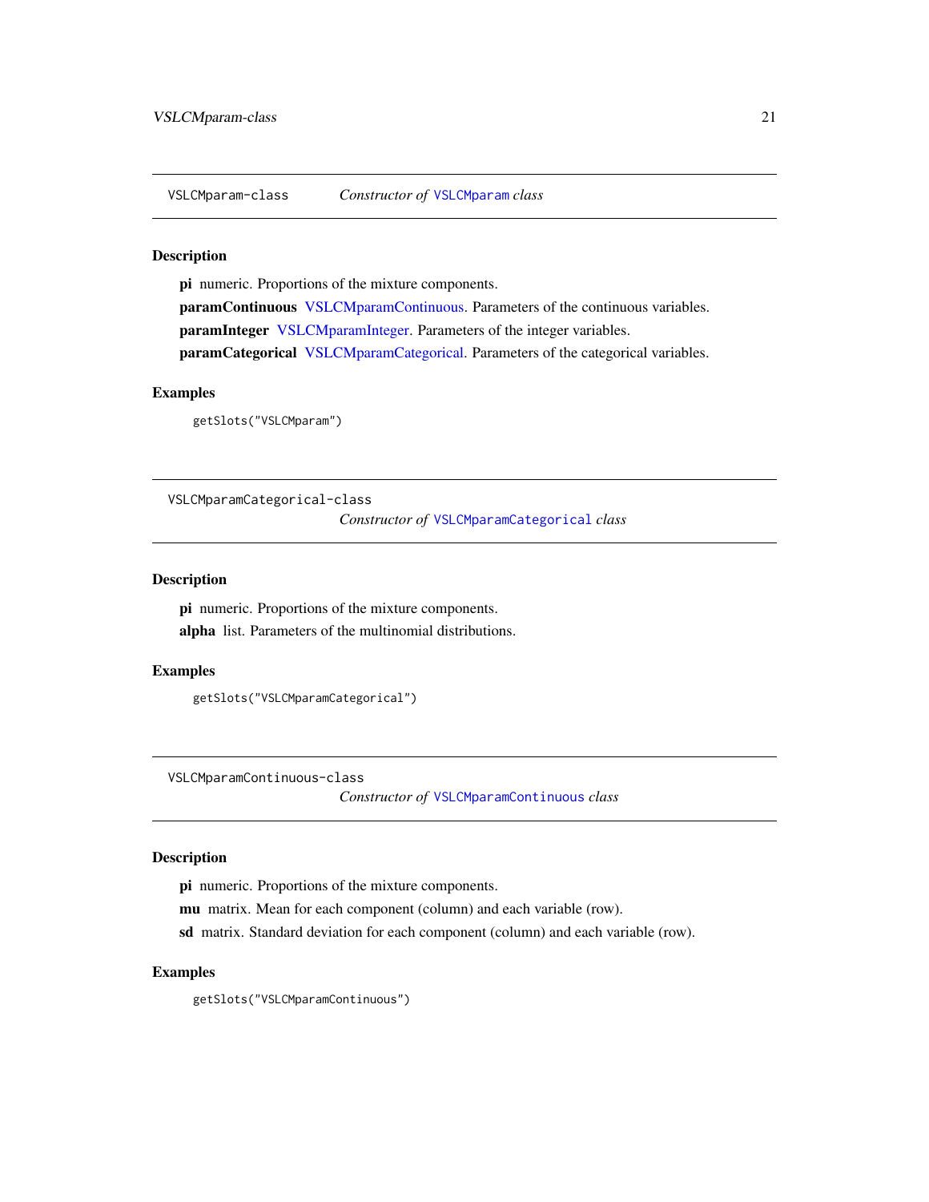## VSLCMparam-class — *Constructor of* `VSLCMparam` *class*

### Description

**pi** numeric. Proportions of the mixture components.

**paramContinuous** VSLCMparamContinuous. Parameters of the continuous variables.

**paramInteger** VSLCMparamInteger. Parameters of the integer variables.

**paramCategorical** VSLCMparamCategorical. Parameters of the categorical variables.

### Examples

```
getSlots("VSLCMparam")
```

## VSLCMparamCategorical-class — *Constructor of* `VSLCMparamCategorical` *class*

### Description

**pi** numeric. Proportions of the mixture components.

**alpha** list. Parameters of the multinomial distributions.

### Examples

```
getSlots("VSLCMparamCategorical")
```

## VSLCMparamContinuous-class — *Constructor of* `VSLCMparamContinuous` *class*

### Description

**pi** numeric. Proportions of the mixture components.

**mu** matrix. Mean for each component (column) and each variable (row).

**sd** matrix. Standard deviation for each component (column) and each variable (row).

### Examples

```
getSlots("VSLCMparamContinuous")
```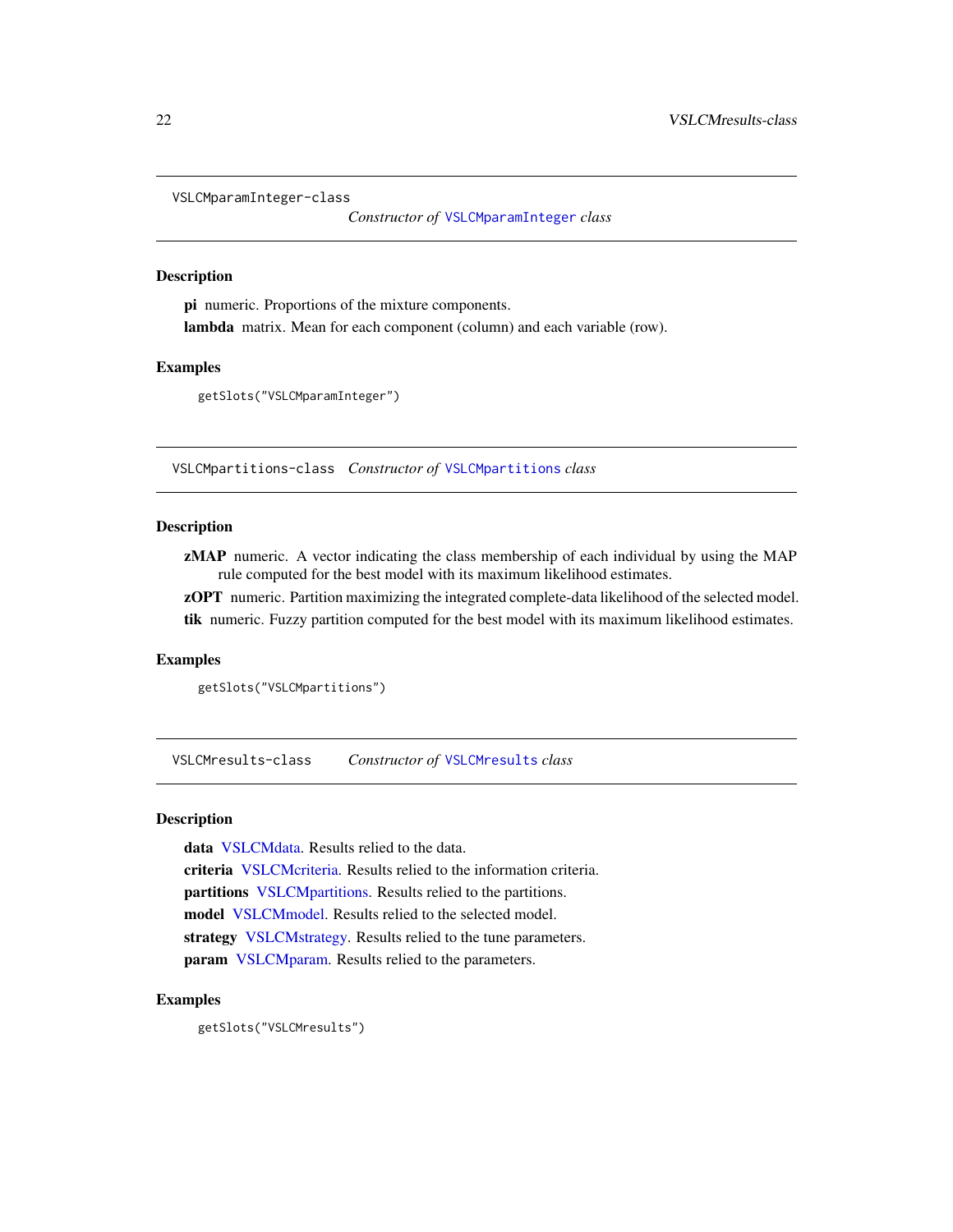## VSLCMparamInteger-class — *Constructor of* `VSLCMparamInteger` *class*

### Description

**pi** numeric. Proportions of the mixture components.

**lambda** matrix. Mean for each component (column) and each variable (row).

### Examples

```
getSlots("VSLCMparamInteger")
```

## VSLCMpartitions-class — *Constructor of* `VSLCMpartitions` *class*

### Description

**zMAP** numeric. A vector indicating the class membership of each individual by using the MAP rule computed for the best model with its maximum likelihood estimates.

**zOPT** numeric. Partition maximizing the integrated complete-data likelihood of the selected model.

**tik** numeric. Fuzzy partition computed for the best model with its maximum likelihood estimates.

### Examples

```
getSlots("VSLCMpartitions")
```

## VSLCMresults-class — *Constructor of* `VSLCMresults` *class*

### Description

**data** VSLCMdata. Results relied to the data.

**criteria** VSLCMcriteria. Results relied to the information criteria.

**partitions** VSLCMpartitions. Results relied to the partitions.

**model** VSLCMmodel. Results relied to the selected model.

**strategy** VSLCMstrategy. Results relied to the tune parameters.

**param** VSLCMparam. Results relied to the parameters.

### Examples

```
getSlots("VSLCMresults")
```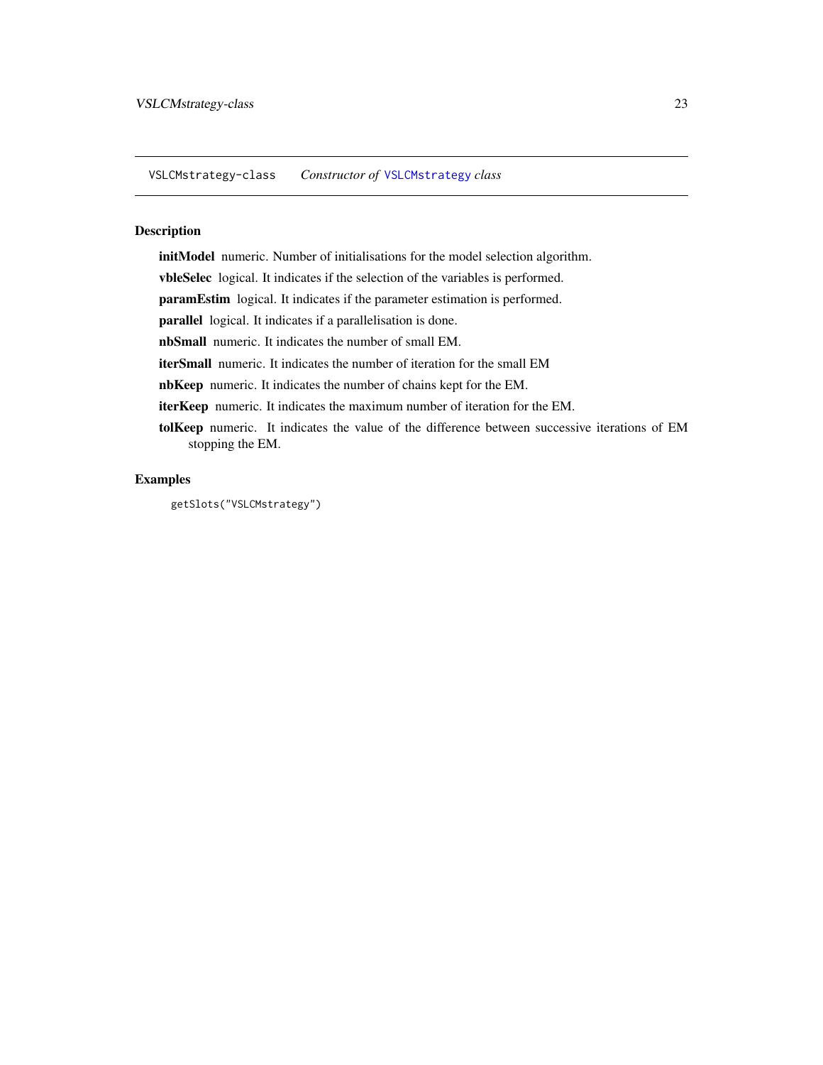VSLCMstrategy-class &nbsp;&nbsp;&nbsp; *Constructor of* `VSLCMstrategy` *class*

## Description

**initModel** numeric. Number of initialisations for the model selection algorithm.

**vbleSelec** logical. It indicates if the selection of the variables is performed.

**paramEstim** logical. It indicates if the parameter estimation is performed.

**parallel** logical. It indicates if a parallelisation is done.

**nbSmall** numeric. It indicates the number of small EM.

**iterSmall** numeric. It indicates the number of iteration for the small EM

**nbKeep** numeric. It indicates the number of chains kept for the EM.

**iterKeep** numeric. It indicates the maximum number of iteration for the EM.

**tolKeep** numeric. It indicates the value of the difference between successive iterations of EM stopping the EM.

## Examples

```
getSlots("VSLCMstrategy")
```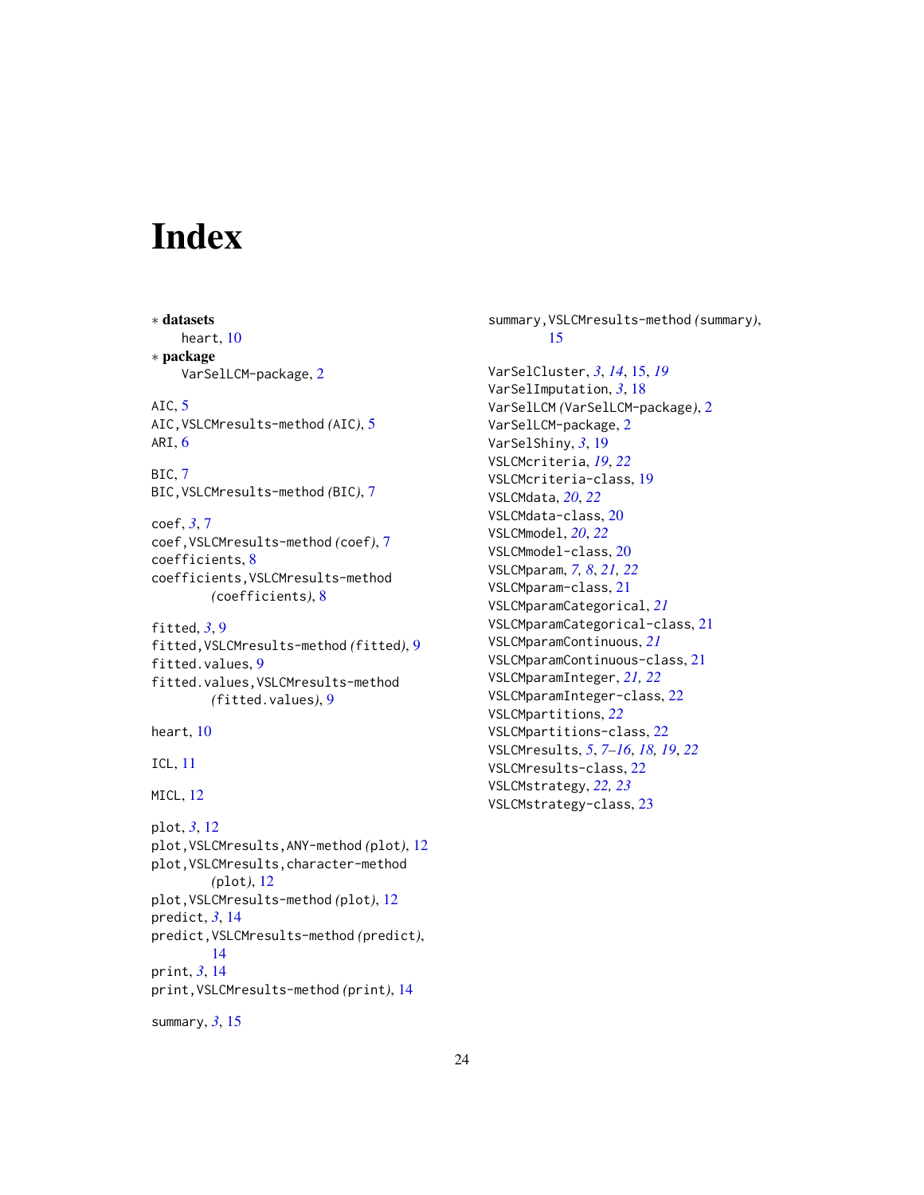# Index

∗ **datasets**
    heart, 10

∗ **package**
    VarSelLCM-package, 2

AIC, 5
AIC,VSLCMresults-method *(*AIC*)*, 5
ARI, 6

BIC, 7
BIC,VSLCMresults-method *(*BIC*)*, 7

coef, *3*, 7
coef,VSLCMresults-method *(*coef*)*, 7
coefficients, 8
coefficients,VSLCMresults-method *(*coefficients*)*, 8

fitted, *3*, 9
fitted,VSLCMresults-method *(*fitted*)*, 9
fitted.values, 9
fitted.values,VSLCMresults-method *(*fitted.values*)*, 9

heart, 10

ICL, 11

MICL, 12

plot, *3*, 12
plot,VSLCMresults,ANY-method *(*plot*)*, 12
plot,VSLCMresults,character-method *(*plot*)*, 12
plot,VSLCMresults-method *(*plot*)*, 12
predict, *3*, 14
predict,VSLCMresults-method *(*predict*)*, 14
print, *3*, 14
print,VSLCMresults-method *(*print*)*, 14

summary, *3*, 15
summary,VSLCMresults-method *(*summary*)*, 15

VarSelCluster, *3*, *14*, 15, *19*
VarSelImputation, *3*, 18
VarSelLCM *(*VarSelLCM-package*)*, 2
VarSelLCM-package, 2
VarSelShiny, *3*, 19
VSLCMcriteria, *19*, *22*
VSLCMcriteria-class, 19
VSLCMdata, *20*, *22*
VSLCMdata-class, 20
VSLCMmodel, *20*, *22*
VSLCMmodel-class, 20
VSLCMparam, *7, 8*, *21, 22*
VSLCMparam-class, 21
VSLCMparamCategorical, *21*
VSLCMparamCategorical-class, 21
VSLCMparamContinuous, *21*
VSLCMparamContinuous-class, 21
VSLCMparamInteger, *21, 22*
VSLCMparamInteger-class, 22
VSLCMpartitions, *22*
VSLCMpartitions-class, 22
VSLCMresults, *5*, *7–16*, *18, 19*, *22*
VSLCMresults-class, 22
VSLCMstrategy, *22, 23*
VSLCMstrategy-class, 23